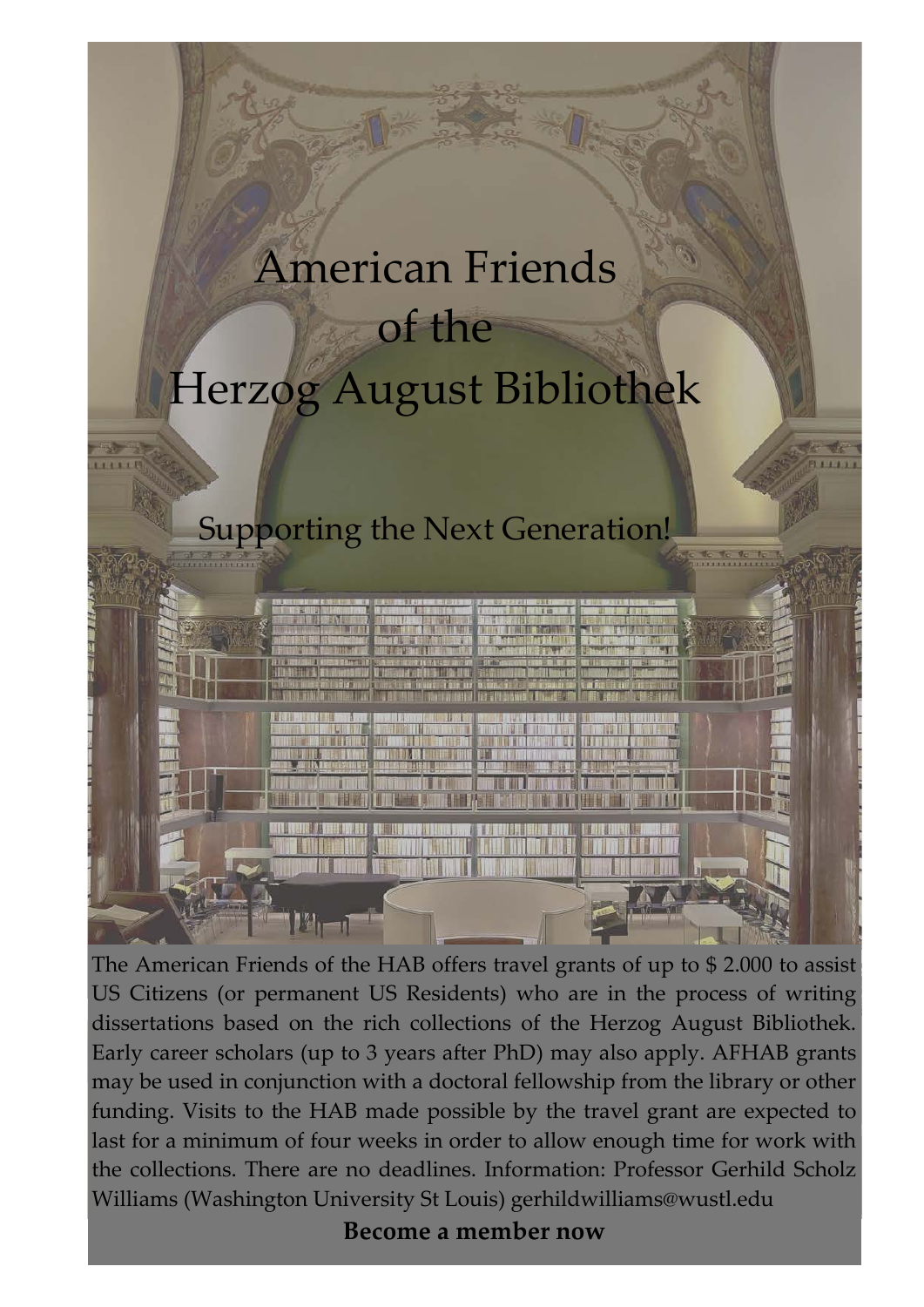# American Friends of the Herzog August Bibliothek

## Supporting the Next Generation!

The American Friends of the HAB offers travel grants of up to $ 2.000 to assist US Citizens (or permanent US Residents) who are in the process of writing dissertations based on the rich collections of the Herzog August Bibliothek. Early career scholars (up to 3 years after PhD) may also apply. AFHAB grants may be used in conjunction with a doctoral fellowship from the library or other funding. Visits to the HAB made possible by the travel grant are expected to last for a minimum of four weeks in order to allow enough time for work with the collections. There are no deadlines. Information: Professor Gerhild Scholz Williams (Washington University St Louis) gerhildwilliams@wustl.edu

**Become a member now**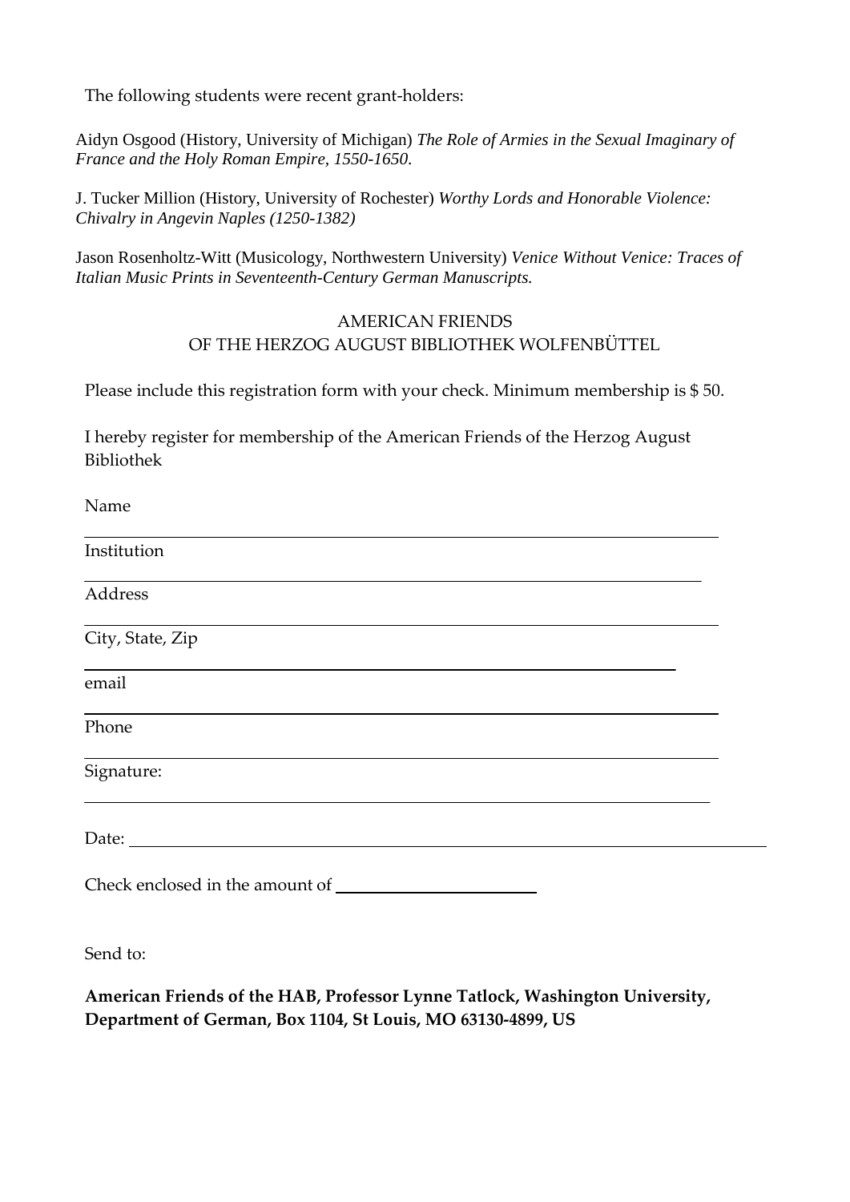The following students were recent grant-holders:

Aidyn Osgood (History, University of Michigan) *The Role of Armies in the Sexual Imaginary of France and the Holy Roman Empire, 1550-1650*.

J. Tucker Million (History, University of Rochester) *Worthy Lords and Honorable Violence: Chivalry in Angevin Naples (1250-1382)*

Jason Rosenholtz-Witt (Musicology, Northwestern University) *Venice Without Venice: Traces of Italian Music Prints in Seventeenth-Century German Manuscripts.*

## AMERICAN FRIENDS OF THE HERZOG AUGUST BIBLIOTHEK WOLFENBÜTTEL

Please include this registration form with your check. Minimum membership is $ 50.

I hereby register for membership of the American Friends of the Herzog August Bibliothek

Name

______________________________________________________________________

Institution

______________________________________________________________________

Address

______________________________________________________________________

City, State, Zip

______________________________________________________________________

email

______________________________________________________________________

Phone

______________________________________________________________________

Signature:

______________________________________________________________________

Date: ________________________________________________________________

Check enclosed in the amount of ______________________

Send to:

**American Friends of the HAB, Professor Lynne Tatlock, Washington University, Department of German, Box 1104, St Louis, MO 63130-4899, US**